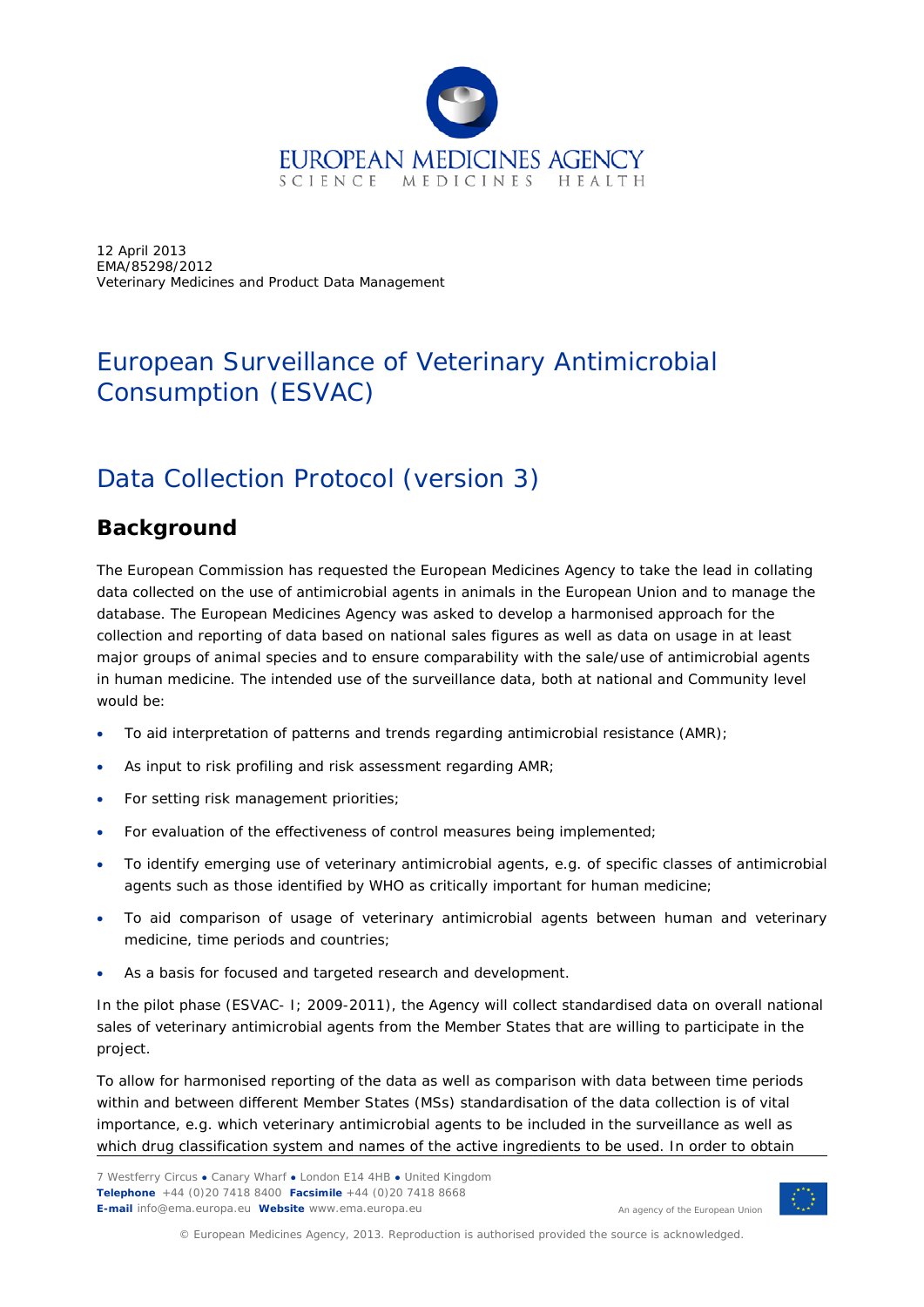12 April 2013
EMA/85298/2012
Veterinary Medicines and Product Data Management

# European Surveillance of Veterinary Antimicrobial Consumption (ESVAC)

# Data Collection Protocol (version 3)

## Background

The European Commission has requested the European Medicines Agency to take the lead in collating data collected on the use of antimicrobial agents in animals in the European Union and to manage the database. The European Medicines Agency was asked to develop a harmonised approach for the collection and reporting of data based on national sales figures as well as data on usage in at least major groups of animal species and to ensure comparability with the sale/use of antimicrobial agents in human medicine. The intended use of the surveillance data, both at national and Community level would be:

- To aid interpretation of patterns and trends regarding antimicrobial resistance (AMR);
- As input to risk profiling and risk assessment regarding AMR;
- For setting risk management priorities;
- For evaluation of the effectiveness of control measures being implemented;
- To identify emerging use of veterinary antimicrobial agents, e.g. of specific classes of antimicrobial agents such as those identified by WHO as critically important for human medicine;
- To aid comparison of usage of veterinary antimicrobial agents between human and veterinary medicine, time periods and countries;
- As a basis for focused and targeted research and development.

In the pilot phase (ESVAC- I; 2009-2011), the Agency will collect standardised data on overall national sales of veterinary antimicrobial agents from the Member States that are willing to participate in the project.

To allow for harmonised reporting of the data as well as comparison with data between time periods within and between different Member States (MSs) standardisation of the data collection is of vital importance, e.g. which veterinary antimicrobial agents to be included in the surveillance as well as which drug classification system and names of the active ingredients to be used. In order to obtain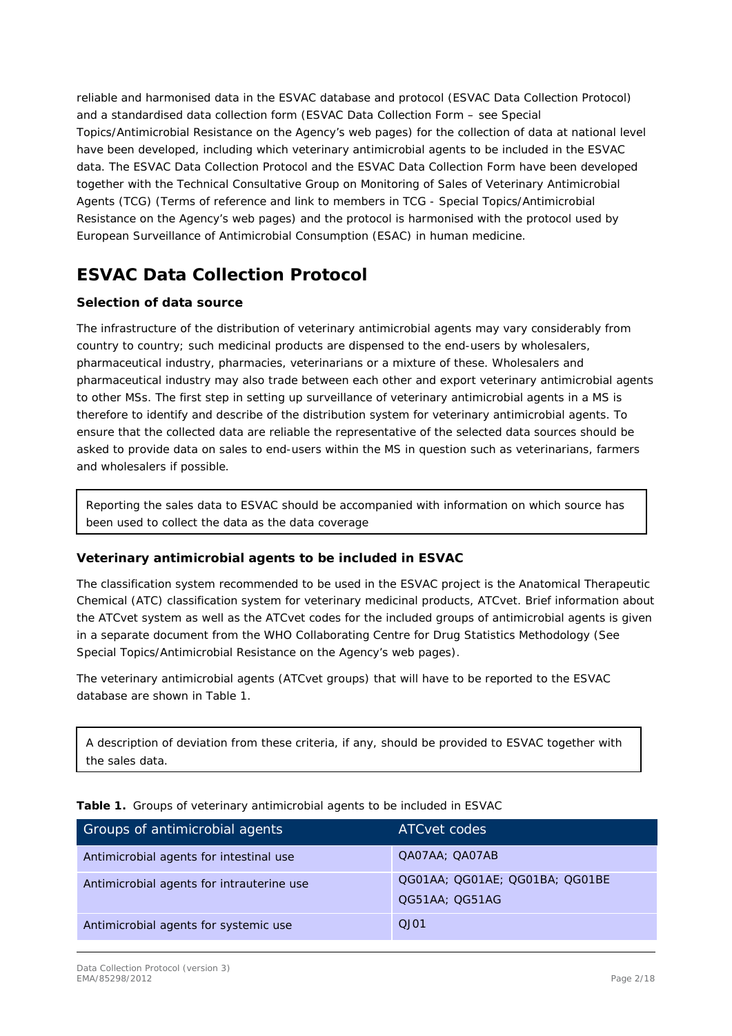reliable and harmonised data in the ESVAC database and protocol (ESVAC Data Collection Protocol) and a standardised data collection form (ESVAC Data Collection Form – see Special Topics/Antimicrobial Resistance on the Agency's web pages) for the collection of data at national level have been developed, including which veterinary antimicrobial agents to be included in the ESVAC data. The ESVAC Data Collection Protocol and the ESVAC Data Collection Form have been developed together with the Technical Consultative Group on Monitoring of Sales of Veterinary Antimicrobial Agents (TCG) (Terms of reference and link to members in TCG - Special Topics/Antimicrobial Resistance on the Agency's web pages) and the protocol is harmonised with the protocol used by European Surveillance of Antimicrobial Consumption (ESAC) in human medicine.

## ESVAC Data Collection Protocol

### Selection of data source

The infrastructure of the distribution of veterinary antimicrobial agents may vary considerably from country to country; such medicinal products are dispensed to the end-users by wholesalers, pharmaceutical industry, pharmacies, veterinarians or a mixture of these. Wholesalers and pharmaceutical industry may also trade between each other and export veterinary antimicrobial agents to other MSs. The first step in setting up surveillance of veterinary antimicrobial agents in a MS is therefore to identify and describe of the distribution system for veterinary antimicrobial agents. To ensure that the collected data are reliable the representative of the selected data sources should be asked to provide data on sales to end-users within the MS in question such as veterinarians, farmers and wholesalers if possible.

> Reporting the sales data to ESVAC should be accompanied with information on which source has been used to collect the data as the data coverage

### Veterinary antimicrobial agents to be included in ESVAC

The classification system recommended to be used in the ESVAC project is the Anatomical Therapeutic Chemical (ATC) classification system for veterinary medicinal products, ATCvet. Brief information about the ATCvet system as well as the ATCvet codes for the included groups of antimicrobial agents is given in a separate document from the WHO Collaborating Centre for Drug Statistics Methodology (See Special Topics/Antimicrobial Resistance on the Agency's web pages).

The veterinary antimicrobial agents (ATCvet groups) that will have to be reported to the ESVAC database are shown in Table 1.

> A description of deviation from these criteria, if any, should be provided to ESVAC together with the sales data.

**Table 1.** Groups of veterinary antimicrobial agents to be included in ESVAC

| Groups of antimicrobial agents | ATCvet codes |
| --- | --- |
| Antimicrobial agents for intestinal use | QA07AA; QA07AB |
| Antimicrobial agents for intrauterine use | QG01AA; QG01AE; QG01BA; QG01BE QG51AA; QG51AG |
| Antimicrobial agents for systemic use | QJ01 |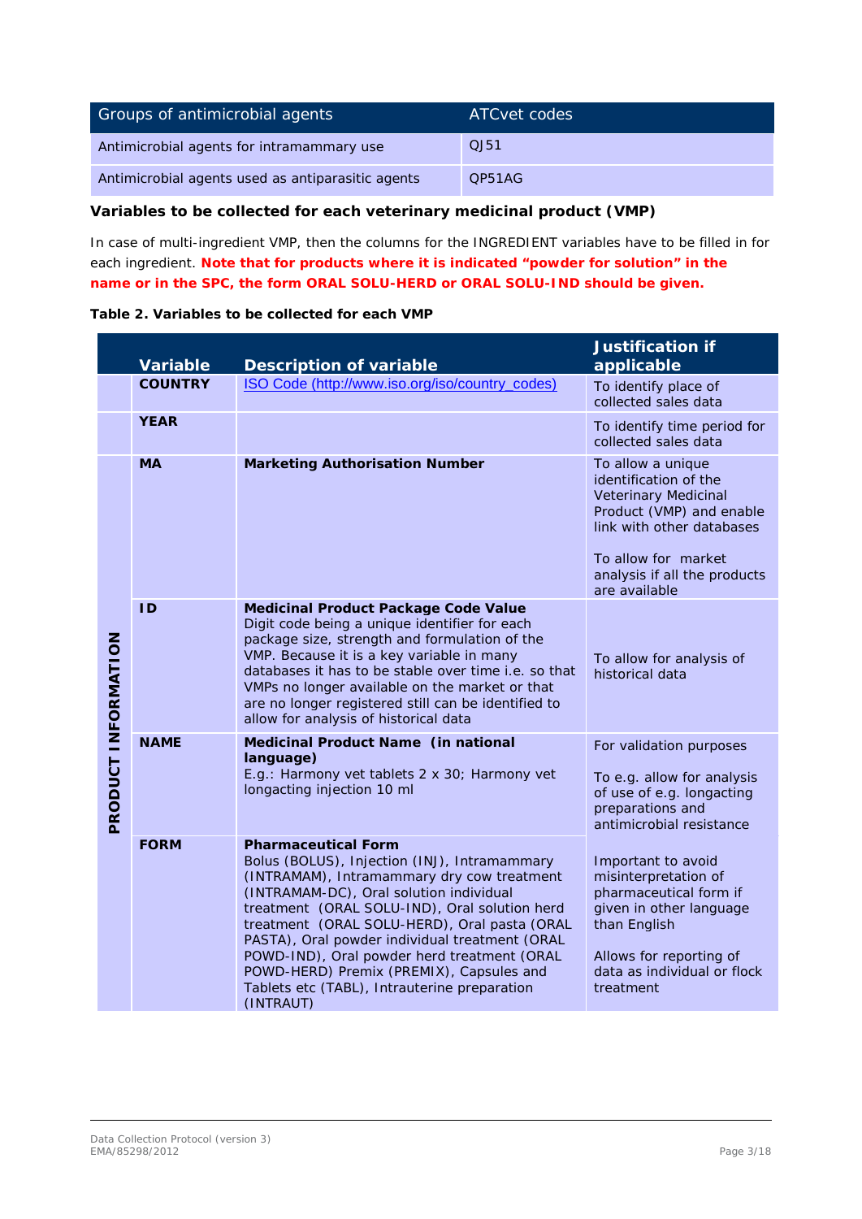| Groups of antimicrobial agents | ATCvet codes |
| --- | --- |
| Antimicrobial agents for intramammary use | QJ51 |
| Antimicrobial agents used as antiparasitic agents | QP51AG |

**Variables to be collected for each veterinary medicinal product (VMP)**

In case of multi-ingredient VMP, then the columns for the INGREDIENT variables have to be filled in for each ingredient. **Note that for products where it is indicated "powder for solution" in the name or in the SPC, the form ORAL SOLU-HERD or ORAL SOLU-IND should be given.**

**Table 2. Variables to be collected for each VMP**

| | Variable | Description of variable | Justification if applicable |
| --- | --- | --- | --- |
| | **COUNTRY** | ISO Code (http://www.iso.org/iso/country_codes) | To identify place of collected sales data |
| | **YEAR** | | To identify time period for collected sales data |
| **PRODUCT INFORMATION** | **MA** | **Marketing Authorisation Number** | To allow a unique identification of the Veterinary Medicinal Product (VMP) and enable link with other databases<br><br>To allow for market analysis if all the products are available |
| | **ID** | **Medicinal Product Package Code Value**<br>Digit code being a unique identifier for each package size, strength and formulation of the VMP. Because it is a key variable in many databases it has to be stable over time i.e. so that VMPs no longer available on the market or that are no longer registered still can be identified to allow for analysis of historical data | To allow for analysis of historical data |
| | **NAME** | **Medicinal Product Name (in national language)**<br>E.g.: Harmony vet tablets 2 x 30; Harmony vet longacting injection 10 ml | For validation purposes<br><br>To e.g. allow for analysis of use of e.g. longacting preparations and antimicrobial resistance |
| | **FORM** | **Pharmaceutical Form**<br>Bolus (BOLUS), Injection (INJ), Intramammary (INTRAMAM), Intramammary dry cow treatment (INTRAMAM-DC), Oral solution individual treatment (ORAL SOLU-IND), Oral solution herd treatment (ORAL SOLU-HERD), Oral pasta (ORAL PASTA), Oral powder individual treatment (ORAL POWD-IND), Oral powder herd treatment (ORAL POWD-HERD) Premix (PREMIX), Capsules and Tablets etc (TABL), Intrauterine preparation (INTRAUT) | Important to avoid misinterpretation of pharmaceutical form if given in other language than English<br><br>Allows for reporting of data as individual or flock treatment |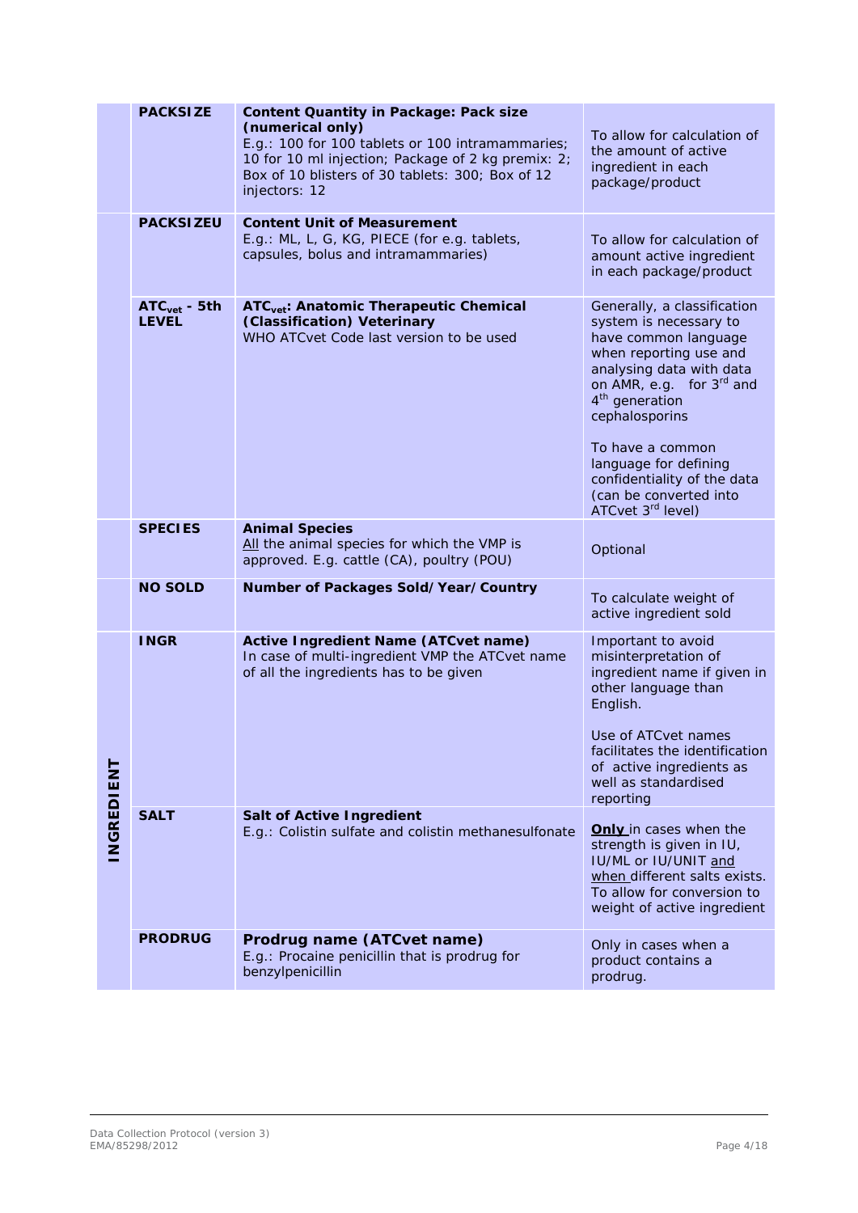| | | | |
|---|---|---|---|
| | **PACKSIZE** | **Content Quantity in Package: Pack size (numerical only)**<br>E.g.: 100 for 100 tablets or 100 intramammaries; 10 for 10 ml injection; Package of 2 kg premix: 2; Box of 10 blisters of 30 tablets: 300; Box of 12 injectors: 12 | To allow for calculation of the amount of active ingredient in each package/product |
| | **PACKSIZEU** | **Content Unit of Measurement**<br>E.g.: ML, L, G, KG, PIECE (for e.g. tablets, capsules, bolus and intramammaries) | To allow for calculation of amount active ingredient in each package/product |
| | **$ATC_{vet}$ - 5th LEVEL** | **$ATC_{vet}$: Anatomic Therapeutic Chemical (Classification) Veterinary**<br>WHO ATCvet Code last version to be used | Generally, a classification system is necessary to have common language when reporting use and analysing data with data on AMR, e.g. for 3rd and 4th generation cephalosporins<br><br>To have a common language for defining confidentiality of the data (can be converted into ATCvet 3rd level) |
| | **SPECIES** | **Animal Species**<br><u>All</u> the animal species for which the VMP is approved. E.g. cattle (CA), poultry (POU) | Optional |
| | **NO SOLD** | **Number of Packages Sold/Year/Country** | To calculate weight of active ingredient sold |
| **INGREDIENT** | **INGR** | **Active Ingredient Name (ATCvet name)**<br>In case of multi-ingredient VMP the ATCvet name of all the ingredients has to be given | Important to avoid misinterpretation of ingredient name if given in other language than English.<br><br>Use of ATCvet names facilitates the identification of active ingredients as well as standardised reporting |
| | **SALT** | **Salt of Active Ingredient**<br>E.g.: Colistin sulfate and colistin methanesulfonate | <u>**Only**</u> in cases when the strength is given in IU, IU/ML or IU/UNIT <u>and when</u> different salts exists. To allow for conversion to weight of active ingredient |
| | **PRODRUG** | **Prodrug name (ATCvet name)**<br>E.g.: Procaine penicillin that is prodrug for benzylpenicillin | Only in cases when a product contains a prodrug. |

Data Collection Protocol (version 3)
EMA/85298/2012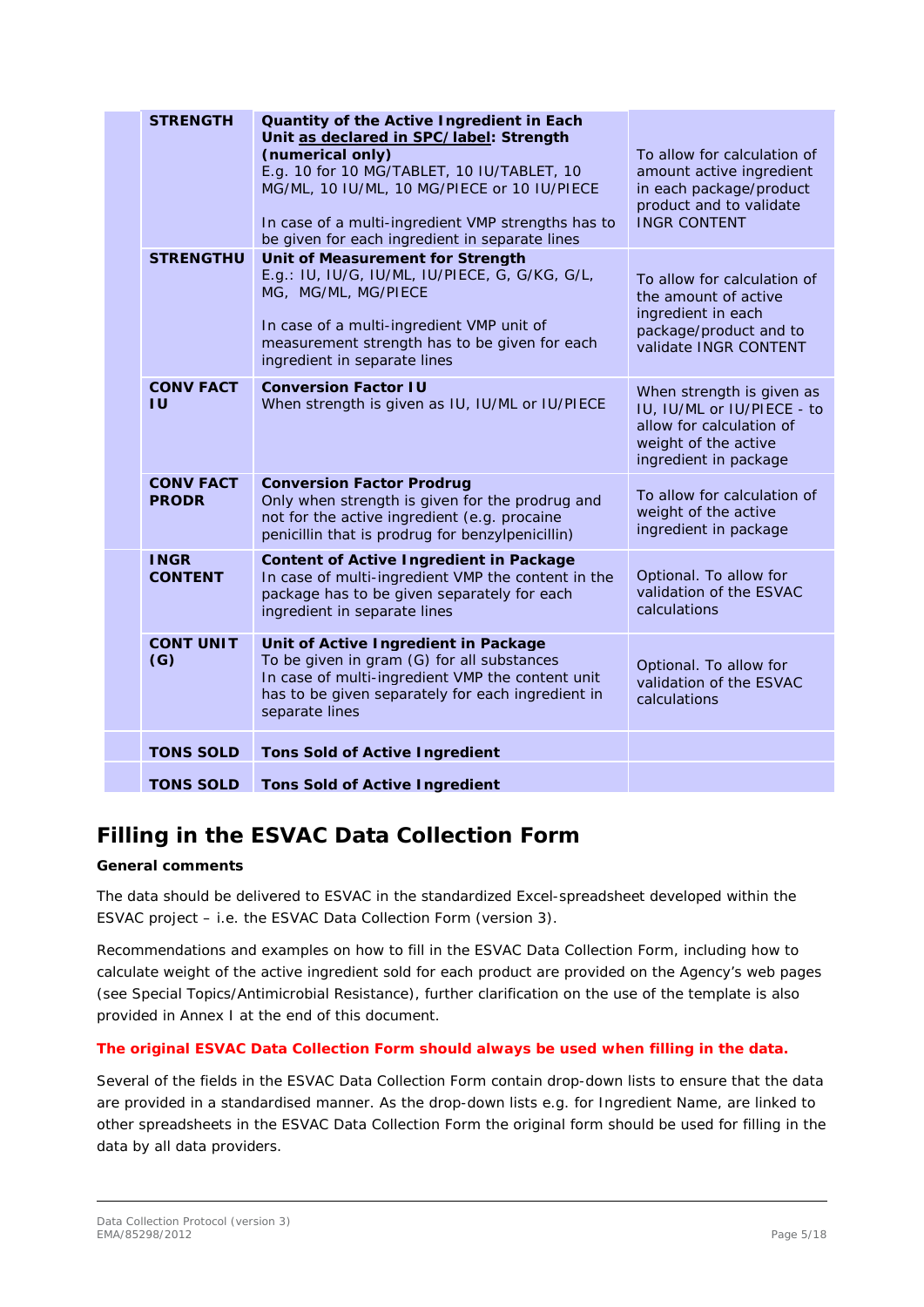| | | | |
|---|---|---|---|
| | **STRENGTH** | **Quantity of the Active Ingredient in Each Unit as declared in SPC/label: Strength (numerical only)** E.g. 10 for 10 MG/TABLET, 10 IU/TABLET, 10 MG/ML, 10 IU/ML, 10 MG/PIECE or 10 IU/PIECE<br><br>In case of a multi-ingredient VMP strengths has to be given for each ingredient in separate lines | To allow for calculation of amount active ingredient in each package/product product and to validate INGR CONTENT |
| | **STRENGTHU** | **Unit of Measurement for Strength** E.g.: IU, IU/G, IU/ML, IU/PIECE, G, G/KG, G/L, MG, MG/ML, MG/PIECE<br><br>In case of a multi-ingredient VMP unit of measurement strength has to be given for each ingredient in separate lines | To allow for calculation of the amount of active ingredient in each package/product and to validate INGR CONTENT |
| | **CONV FACT IU** | **Conversion Factor IU** When strength is given as IU, IU/ML or IU/PIECE | When strength is given as IU, IU/ML or IU/PIECE - to allow for calculation of weight of the active ingredient in package |
| | **CONV FACT PRODR** | **Conversion Factor Prodrug** Only when strength is given for the prodrug and not for the active ingredient (e.g. procaine penicillin that is prodrug for benzylpenicillin) | To allow for calculation of weight of the active ingredient in package |
| | **INGR CONTENT** | **Content of Active Ingredient in Package** In case of multi-ingredient VMP the content in the package has to be given separately for each ingredient in separate lines | Optional. To allow for validation of the ESVAC calculations |
| | **CONT UNIT (G)** | **Unit of Active Ingredient in Package** To be given in gram (G) for all substances In case of multi-ingredient VMP the content unit has to be given separately for each ingredient in separate lines | Optional. To allow for validation of the ESVAC calculations |
| | **TONS SOLD** | **Tons Sold of Active Ingredient** | |
| | **TONS SOLD** | **Tons Sold of Active Ingredient** | |

## Filling in the ESVAC Data Collection Form

**General comments**

The data should be delivered to ESVAC in the standardized Excel-spreadsheet developed within the ESVAC project – i.e. the ESVAC Data Collection Form (version 3).

Recommendations and examples on how to fill in the ESVAC Data Collection Form, including how to calculate weight of the active ingredient sold for each product are provided on the Agency's web pages (see Special Topics/Antimicrobial Resistance), further clarification on the use of the template is also provided in Annex I at the end of this document.

**The original ESVAC Data Collection Form should always be used when filling in the data.**

Several of the fields in the ESVAC Data Collection Form contain drop-down lists to ensure that the data are provided in a standardised manner. As the drop-down lists e.g. for Ingredient Name, are linked to other spreadsheets in the ESVAC Data Collection Form the original form should be used for filling in the data by all data providers.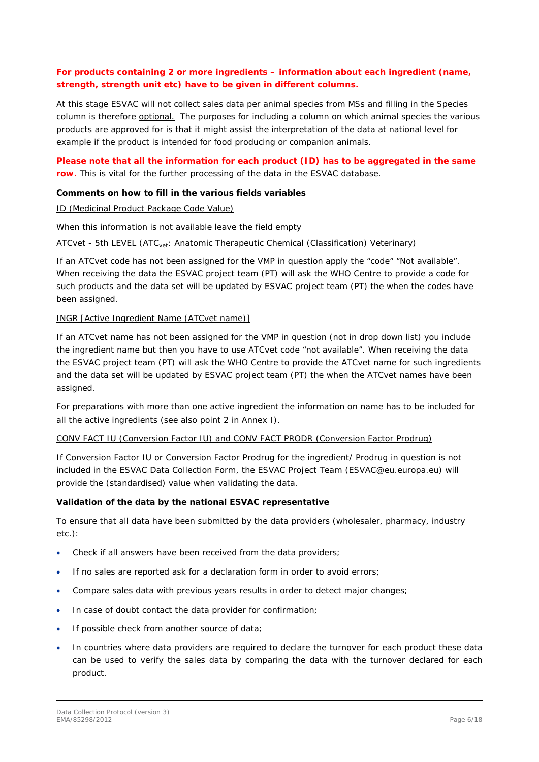**For products containing 2 or more ingredients – information about each ingredient (name, strength, strength unit etc) have to be given in different columns.**

At this stage ESVAC will not collect sales data per animal species from MSs and filling in the Species column is therefore optional. The purposes for including a column on which animal species the various products are approved for is that it might assist the interpretation of the data at national level for example if the product is intended for food producing or companion animals.

**Please note that all the information for each product (ID) has to be aggregated in the same row.** This is vital for the further processing of the data in the ESVAC database.

**Comments on how to fill in the various fields variables**

ID (Medicinal Product Package Code Value)

When this information is not available leave the field empty

ATCvet - 5th LEVEL ($ATC_{vet}$: Anatomic Therapeutic Chemical (Classification) Veterinary)

If an ATCvet code has not been assigned for the VMP in question apply the “code” “Not available”. When receiving the data the ESVAC project team (PT) will ask the WHO Centre to provide a code for such products and the data set will be updated by ESVAC project team (PT) the when the codes have been assigned.

INGR [Active Ingredient Name (ATCvet name)]

If an ATCvet name has not been assigned for the VMP in question (not in drop down list) you include the ingredient name but then you have to use ATCvet code “not available”. When receiving the data the ESVAC project team (PT) will ask the WHO Centre to provide the ATCvet name for such ingredients and the data set will be updated by ESVAC project team (PT) the when the ATCvet names have been assigned.

For preparations with more than one active ingredient the information on name has to be included for all the active ingredients (see also point 2 in Annex I).

CONV FACT IU (Conversion Factor IU) and CONV FACT PRODR (Conversion Factor Prodrug)

If Conversion Factor IU or Conversion Factor Prodrug for the ingredient/ Prodrug in question is not included in the ESVAC Data Collection Form, the ESVAC Project Team (ESVAC@eu.europa.eu) will provide the (standardised) value when validating the data.

**Validation of the data by the national ESVAC representative**

To ensure that all data have been submitted by the data providers (wholesaler, pharmacy, industry etc.):

- Check if all answers have been received from the data providers;
- If no sales are reported ask for a declaration form in order to avoid errors;
- Compare sales data with previous years results in order to detect major changes;
- In case of doubt contact the data provider for confirmation;
- If possible check from another source of data;
- In countries where data providers are required to declare the turnover for each product these data can be used to verify the sales data by comparing the data with the turnover declared for each product.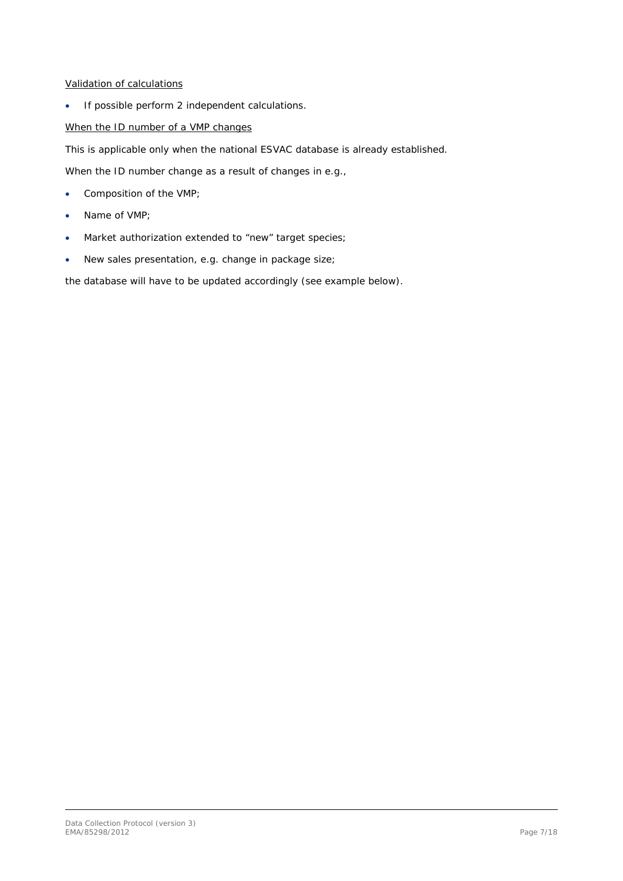<u>Validation of calculations</u>

- If possible perform 2 independent calculations.

<u>When the ID number of a VMP changes</u>

This is applicable only when the national ESVAC database is already established.

When the ID number change as a result of changes in e.g.,

- Composition of the VMP;
- Name of VMP;
- Market authorization extended to "new" target species;
- New sales presentation, e.g. change in package size;

the database will have to be updated accordingly (see example below).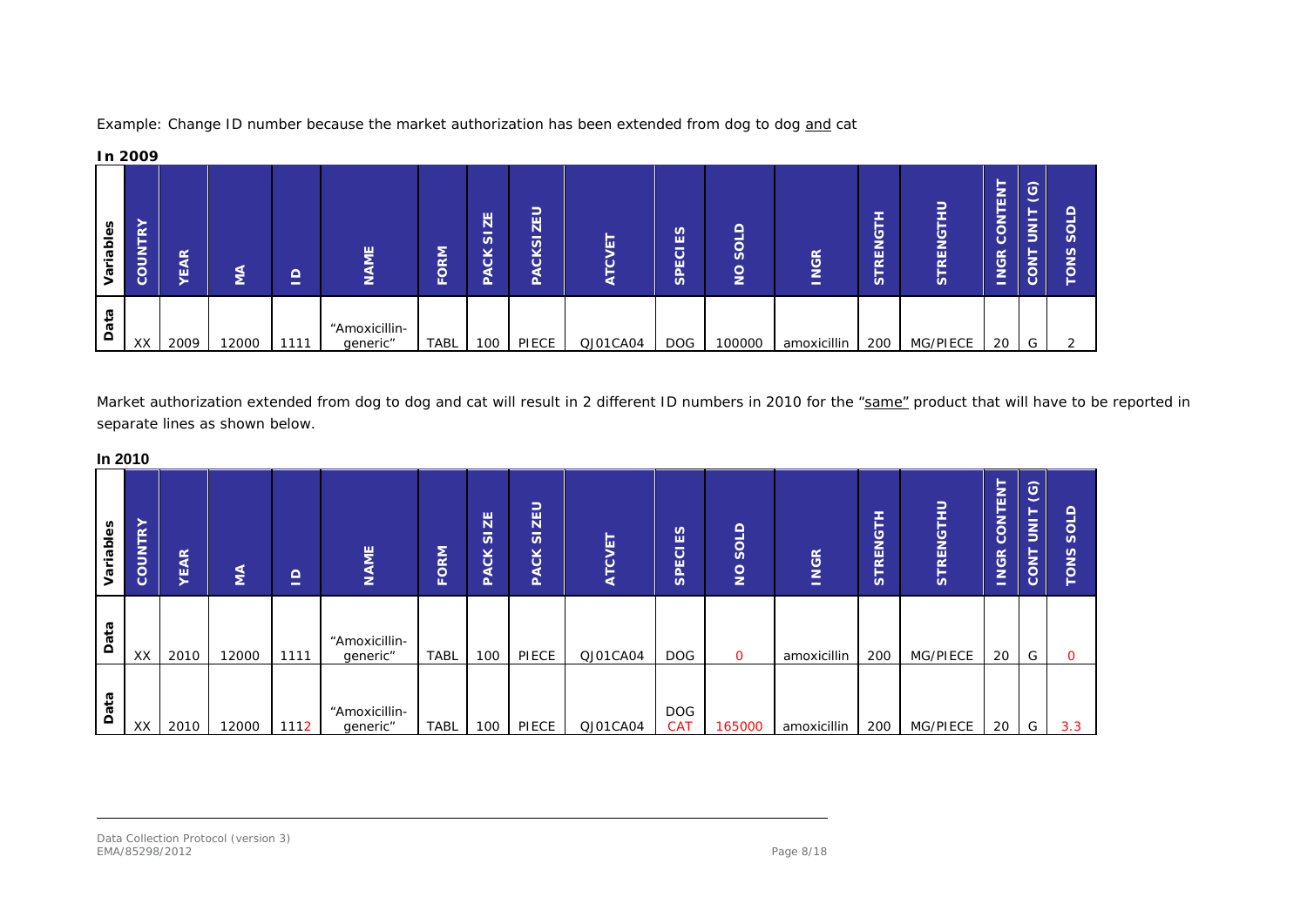Example: Change ID number because the market authorization has been extended from dog to dog <u>and</u> cat

**In 2009**

| Variables | COUNTRY | YEAR | MA | ID | NAME | FORM | PACK SIZE | PACKSIZEU | ATCVET | SPECIES | NO SOLD | INGR | STRENGTH | STRENGTHU | INGR CONTENT | CONT UNIT (G) | TONS SOLD |
|---|---|---|---|---|---|---|---|---|---|---|---|---|---|---|---|---|---|
| Data | XX | 2009 | 12000 | 1111 | "Amoxicillin-generic" | TABL | 100 | PIECE | QJ01CA04 | DOG | 100000 | amoxicillin | 200 | MG/PIECE | 20 | G | 2 |

Market authorization extended from dog to dog and cat will result in 2 different ID numbers in 2010 for the "<u>same</u>" product that will have to be reported in separate lines as shown below.

**In 2010**

| Variables | COUNTRY | YEAR | MA | ID | NAME | FORM | PACK SIZE | PACK SIZEU | ATCVET | SPECIES | NO SOLD | INGR | STRENGTH | STRENGTHU | INGR CONTENT | CONT UNIT (G) | TONS SOLD |
|---|---|---|---|---|---|---|---|---|---|---|---|---|---|---|---|---|---|
| Data | XX | 2010 | 12000 | 1111 | "Amoxicillin-generic" | TABL | 100 | PIECE | QJ01CA04 | DOG | 0 | amoxicillin | 200 | MG/PIECE | 20 | G | 0 |
| Data | XX | 2010 | 12000 | 1112 | "Amoxicillin-generic" | TABL | 100 | PIECE | QJ01CA04 | DOG CAT | 165000 | amoxicillin | 200 | MG/PIECE | 20 | G | 3.3 |

Data Collection Protocol (version 3)
EMA/85298/2012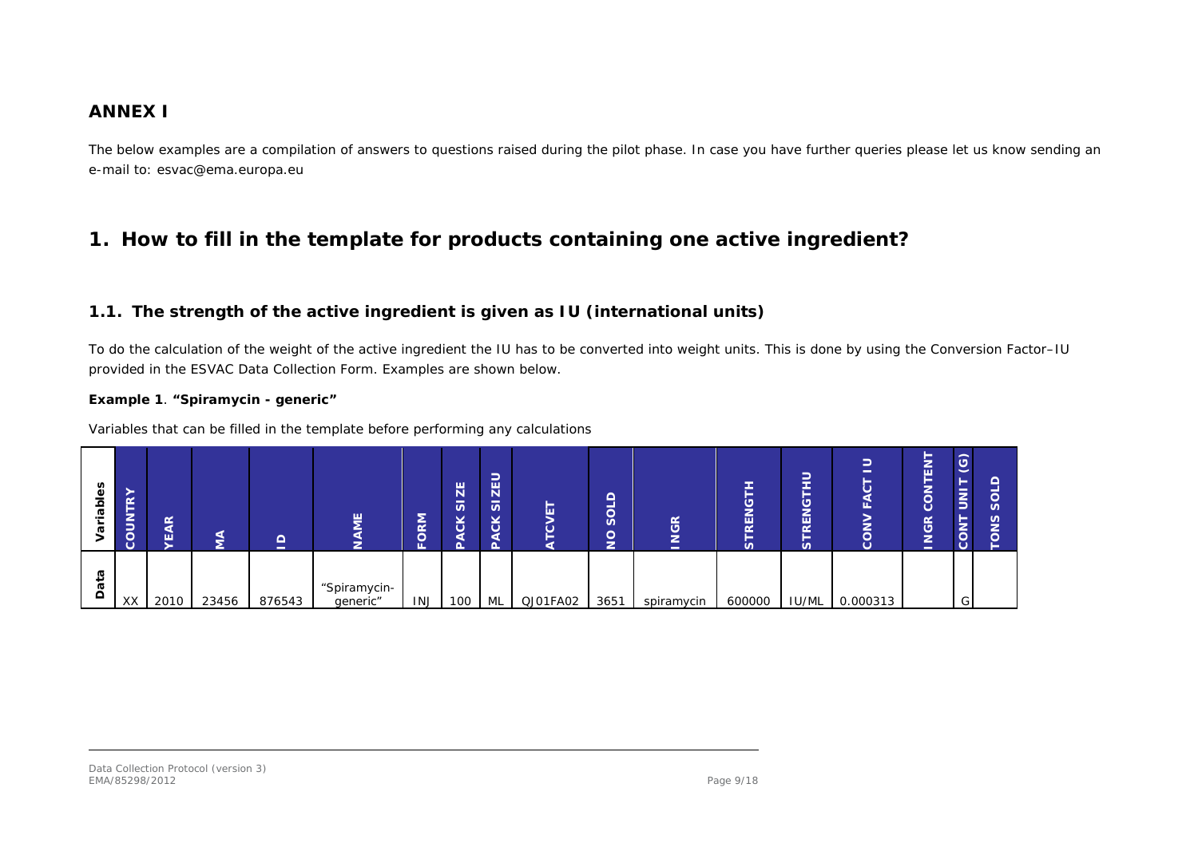## ANNEX I

The below examples are a compilation of answers to questions raised during the pilot phase. In case you have further queries please let us know sending an e-mail to: esvac@ema.europa.eu

# 1. How to fill in the template for products containing one active ingredient?

### 1.1. The strength of the active ingredient is given as IU (international units)

To do the calculation of the weight of the active ingredient the IU has to be converted into weight units. This is done by using the Conversion Factor–IU provided in the ESVAC Data Collection Form. Examples are shown below.

**Example 1**. **"Spiramycin - generic"**

Variables that can be filled in the template before performing any calculations

| Variables | COUNTRY | YEAR | MA | ID | NAME | FORM | PACKSIZE | PACKSIZEU | ATCVET | NO SOLD | INGR | STRENGTH | STRENGTHU | CONV FACT IU | INGR CONTENT | CONT UNIT (G) | TONS SOLD |
|---|---|---|---|---|---|---|---|---|---|---|---|---|---|---|---|---|---|
| Data | XX | 2010 | 23456 | 876543 | "Spiramycin-generic" | INJ | 100 | ML | QJ01FA02 | 3651 | spiramycin | 600000 | IU/ML | 0.000313 | | G | |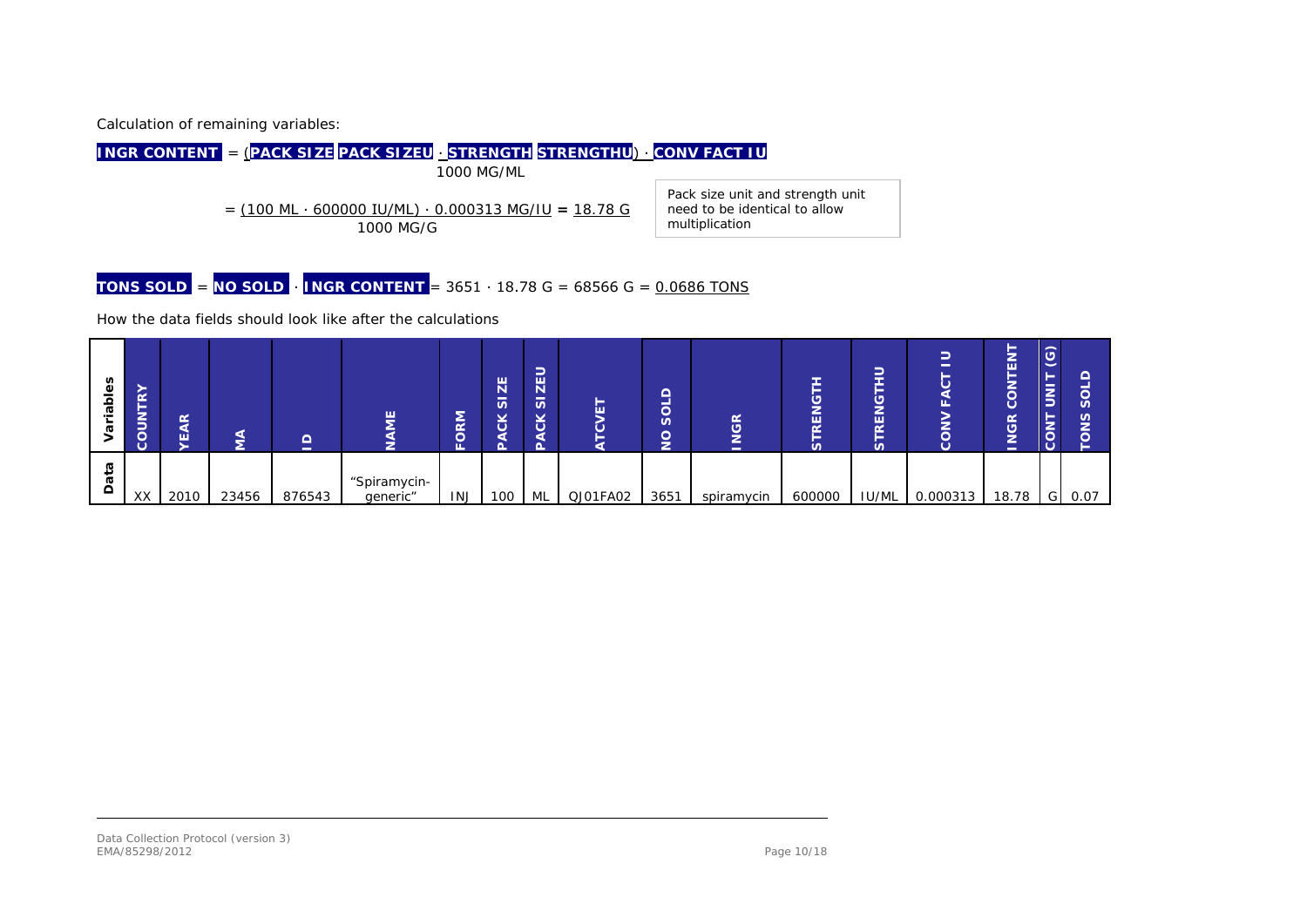Calculation of remaining variables:

$$\text{INGR CONTENT} = \frac{(\text{PACK SIZE PACK SIZEU} \cdot \text{STRENGTH STRENGTHU}) \cdot \text{CONV FACT IU}}{1000 \text{ MG/ML}}$$

$$= \frac{(100 \text{ ML} \cdot 600000 \text{ IU/ML}) \cdot 0.000313 \text{ MG/IU}}{1000 \text{ MG/G}} = \underline{18.78 \text{ G}}$$

Pack size unit and strength unit need to be identical to allow multiplication

$$\text{TONS SOLD} = \text{NO SOLD} \cdot \text{INGR CONTENT} = 3651 \cdot 18.78 \text{ G} = 68566 \text{ G} = \underline{0.0686 \text{ TONS}}$$

How the data fields should look like after the calculations

| Variables | COUNTRY | YEAR | MA | ID | NAME | FORM | PACK SIZE | PACK SIZEU | ATCVET | NO SOLD | INGR | STRENGTH | STRENGTHU | CONV FACT IU | INGR CONTENT | CONT UNIT (G) | TONS SOLD |
|---|---|---|---|---|---|---|---|---|---|---|---|---|---|---|---|---|---|
| Data | XX | 2010 | 23456 | 876543 | "Spiramycin-generic" | INJ | 100 | ML | QJ01FA02 | 3651 | spiramycin | 600000 | IU/ML | 0.000313 | 18.78 | G | 0.07 |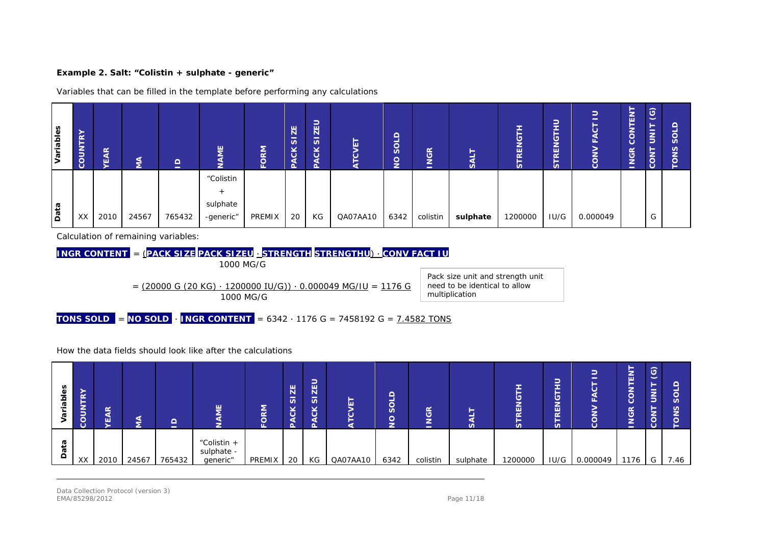**Example 2. Salt: "Colistin + sulphate - generic"**

Variables that can be filled in the template before performing any calculations

| Variables | COUNTRY | YEAR | MA | ID | NAME | FORM | PACK SIZE | PACK SIZEU | ATCVET | NO SOLD | INGR | SALT | STRENGTH | STRENGTHU | CONV FACT IU | INGR CONTENT | CONT UNIT (G) | TONS SOLD |
|---|---|---|---|---|---|---|---|---|---|---|---|---|---|---|---|---|---|---|
| Data | XX | 2010 | 24567 | 765432 | "Colistin + sulphate -generic" | PREMIX | 20 | KG | QA07AA10 | 6342 | colistin | **sulphate** | 1200000 | IU/G | 0.000049 | | G | |

Calculation of remaining variables:

**INGR CONTENT** = (**PACK SIZE** **PACK SIZEU** · **STRENGTH** **STRENGTHU**) · **CONV FACT IU** / 1000 MG/G

= (20000 G (20 KG) · 1200000 IU/G)) · 0.000049 MG/IU / 1000 MG/G = 1176 G

Pack size unit and strength unit need to be identical to allow multiplication

**TONS SOLD** = **NO SOLD** · **INGR CONTENT** = 6342 · 1176 G = 7458192 G = 7.4582 TONS

How the data fields should look like after the calculations

| Variables | COUNTRY | YEAR | MA | ID | NAME | FORM | PACK SIZE | PACK SIZEU | ATCVET | NO SOLD | INGR | SALT | STRENGTH | STRENGTHU | CONV FACT IU | INGR CONTENT | CONT UNIT (G) | TONS SOLD |
|---|---|---|---|---|---|---|---|---|---|---|---|---|---|---|---|---|---|---|
| Data | XX | 2010 | 24567 | 765432 | "Colistin + sulphate - generic" | PREMIX | 20 | KG | QA07AA10 | 6342 | colistin | sulphate | 1200000 | IU/G | 0.000049 | 1176 | G | 7.46 |

Data Collection Protocol (version 3)
EMA/85298/2012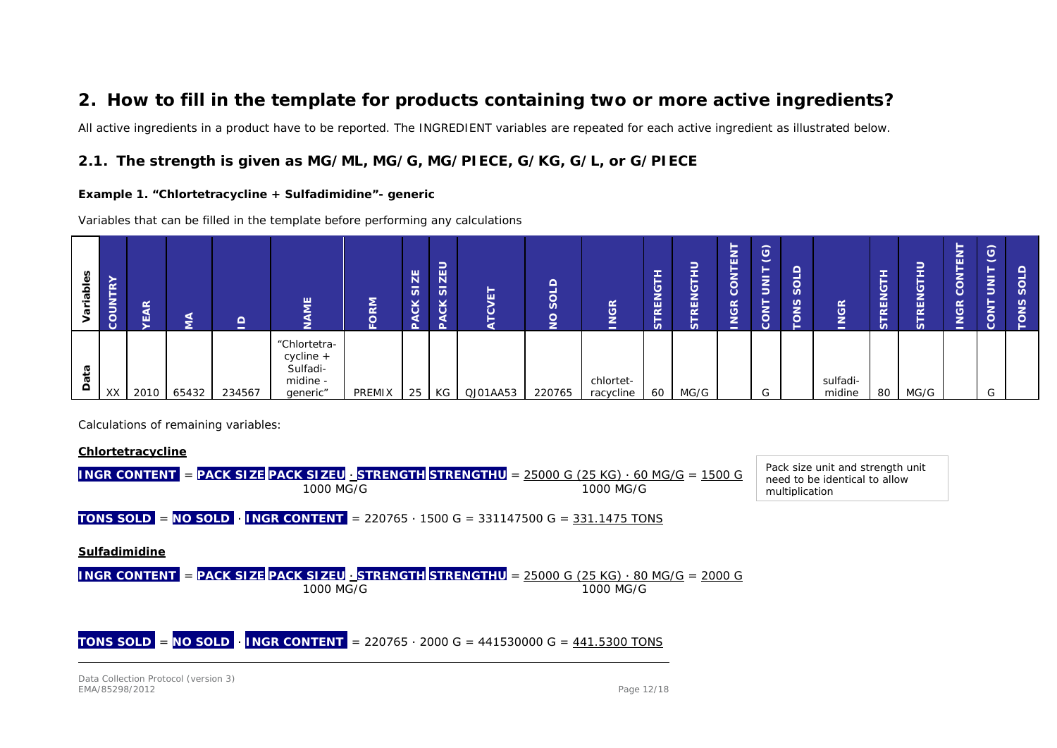## 2. How to fill in the template for products containing two or more active ingredients?

All active ingredients in a product have to be reported. The INGREDIENT variables are repeated for each active ingredient as illustrated below.

### 2.1. The strength is given as MG/ML, MG/G, MG/PIECE, G/KG, G/L, or G/PIECE

**Example 1. "Chlortetracycline + Sulfadimidine"- generic**

Variables that can be filled in the template before performing any calculations

| Variables | COUNTRY | YEAR | MA | ID | NAME | FORM | PACK SIZE | PACK SIZEU | ATCVET | NO SOLD | INGR | STRENGTH | STRENGTHU | INGR CONTENT | CONT UNIT (G) | TONS SOLD | INGR | STRENGTH | STRENGTHU | INGR CONTENT | CONT UNIT (G) | TONS SOLD |
|---|---|---|---|---|---|---|---|---|---|---|---|---|---|---|---|---|---|---|---|---|---|---|
| Data | XX | 2010 | 65432 | 234567 | "Chlortetra-cycline + Sulfadi-midine - generic" | PREMIX | 25 | KG | QJ01AA53 | 220765 | chlortet-racycline | 60 | MG/G | | G | | sulfadi-midine | 80 | MG/G | | G | |

Calculations of remaining variables:

**Chlortetracycline**

$$\textbf{INGR CONTENT} = \frac{\textbf{PACK SIZE PACK SIZEU} \cdot \textbf{STRENGTH STRENGTHU}}{1000\ MG/G} = \frac{25000\ G\ (25\ KG) \cdot 60\ MG/G}{1000\ MG/G} = 1500\ G$$

Pack size unit and strength unit need to be identical to allow multiplication

$$\textbf{TONS SOLD} = \textbf{NO SOLD} \cdot \textbf{INGR CONTENT} = 220765 \cdot 1500\ G = 331147500\ G = 331.1475\ TONS$$

**Sulfadimidine**

$$\textbf{INGR CONTENT} = \frac{\textbf{PACK SIZE PACK SIZEU} \cdot \textbf{STRENGTH STRENGTHU}}{1000\ MG/G} = \frac{25000\ G\ (25\ KG) \cdot 80\ MG/G}{1000\ MG/G} = 2000\ G$$

$$\textbf{TONS SOLD} = \textbf{NO SOLD} \cdot \textbf{INGR CONTENT} = 220765 \cdot 2000\ G = 441530000\ G = 441.5300\ TONS$$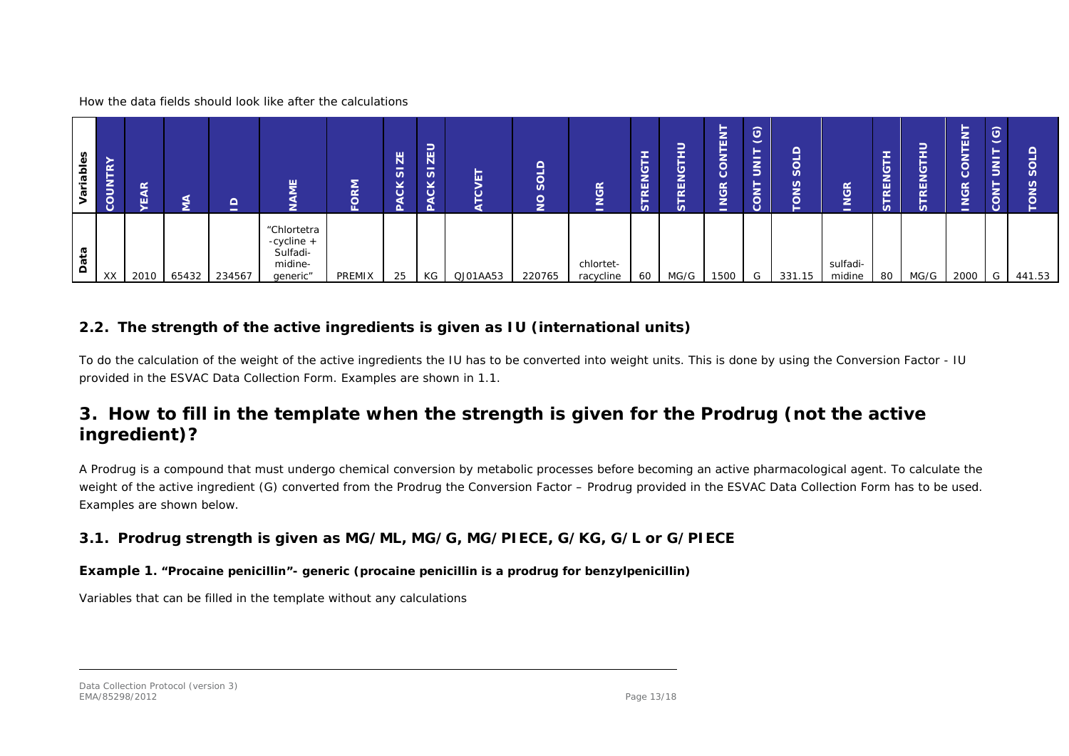How the data fields should look like after the calculations

| Variables | COUNTRY | YEAR | MA | ID | NAME | FORM | PACK SIZE | PACK SIZEU | ATCVET | NO SOLD | INGR | STRENGTH | STRENGTHU | INGR CONTENT | CONT UNIT (G) | TONS SOLD | INGR | STRENGTH | STRENGTHU | INGR CONTENT | CONT UNIT (G) | TONS SOLD |
|---|---|---|---|---|---|---|---|---|---|---|---|---|---|---|---|---|---|---|---|---|---|---|
| Data | XX | 2010 | 65432 | 234567 | "Chlortetra-cycline + Sulfadi-midine-generic" | PREMIX | 25 | KG | QJ01AA53 | 220765 | chlortet-racycline | 60 | MG/G | 1500 | G | 331.15 | sulfadi-midine | 80 | MG/G | 2000 | G | 441.53 |

## 2.2. The strength of the active ingredients is given as IU (international units)

To do the calculation of the weight of the active ingredients the IU has to be converted into weight units. This is done by using the Conversion Factor - IU provided in the ESVAC Data Collection Form. Examples are shown in 1.1.

# 3. How to fill in the template when the strength is given for the Prodrug (not the active ingredient)?

A Prodrug is a compound that must undergo chemical conversion by metabolic processes before becoming an active pharmacological agent. To calculate the weight of the active ingredient (G) converted from the Prodrug the Conversion Factor – Prodrug provided in the ESVAC Data Collection Form has to be used. Examples are shown below.

## 3.1. Prodrug strength is given as MG/ML, MG/G, MG/PIECE, G/KG, G/L or G/PIECE

**Example 1. "Procaine penicillin"- generic (procaine penicillin is a prodrug for benzylpenicillin)**

Variables that can be filled in the template without any calculations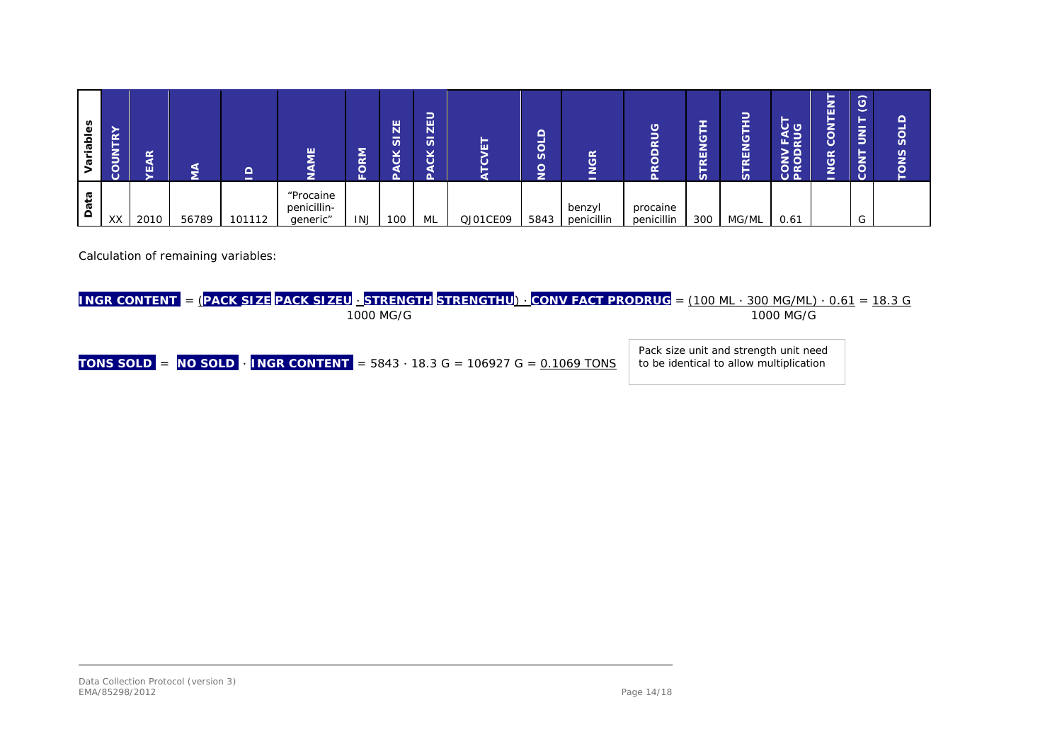| Variables | COUNTRY | YEAR | MA | ID | NAME | FORM | PACK SIZE | PACK SIZEU | ATCVET | NO SOLD | INGR | PRODRUG | STRENGTH | STRENGTHU | CONV FACT PRODRUG | INGR CONTENT | CONT UNIT (G) | TONS SOLD |
|---|---|---|---|---|---|---|---|---|---|---|---|---|---|---|---|---|---|---|
| Data | XX | 2010 | 56789 | 101112 | "Procaine penicillin-generic" | INJ | 100 | ML | QJ01CE09 | 5843 | benzyl penicillin | procaine penicillin | 300 | MG/ML | 0.61 | | G | |

Calculation of remaining variables:

$$\textbf{INGR CONTENT} = \frac{(\textbf{PACK SIZE PACK SIZEU} \cdot \textbf{STRENGTH STRENGTHU}) \cdot \textbf{CONV FACT PRODRUG}}{1000\ \text{MG/G}} = \frac{(100\ \text{ML} \cdot 300\ \text{MG/ML}) \cdot 0.61}{1000\ \text{MG/G}} = 18.3\ \text{G}$$

$$\textbf{TONS SOLD} = \textbf{NO SOLD} \cdot \textbf{INGR CONTENT} = 5843 \cdot 18.3\ \text{G} = 106927\ \text{G} = 0.1069\ \text{TONS}$$

Pack size unit and strength unit need to be identical to allow multiplication

Data Collection Protocol (version 3)
EMA/85298/2012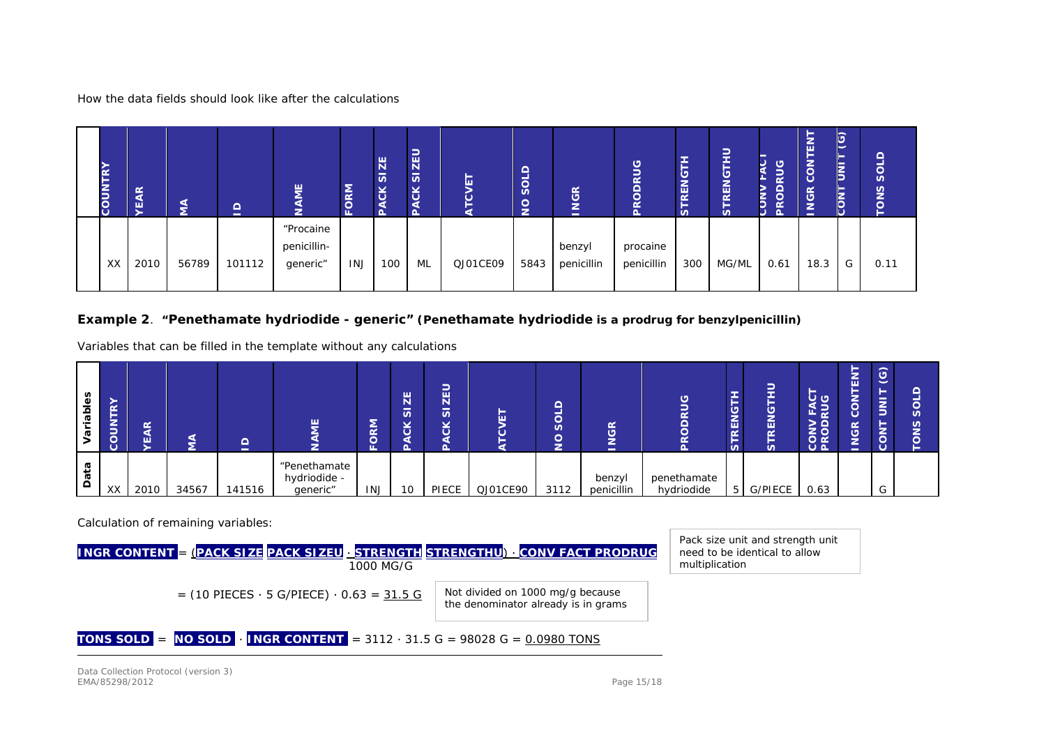How the data fields should look like after the calculations

| | COUNTRY | YEAR | MA | ID | NAME | FORM | PACK SIZE | PACK SIZEU | ATCVET | NO SOLD | INGR | PRODRUG | STRENGTH | STRENGTHU | CONV FACT PRODRUG | INGR CONTENT | CONT UNIT (G) | TONS SOLD |
|---|---|---|---|---|---|---|---|---|---|---|---|---|---|---|---|---|---|---|
| | XX | 2010 | 56789 | 101112 | "Procaine penicillin-generic" | INJ | 100 | ML | QJ01CE09 | 5843 | benzyl penicillin | procaine penicillin | 300 | MG/ML | 0.61 | 18.3 | G | 0.11 |

**Example 2**. **"Penethamate hydriodide - generic" (Penethamate hydriodide is a prodrug for benzylpenicillin)**

Variables that can be filled in the template without any calculations

| Variables | COUNTRY | YEAR | MA | ID | NAME | FORM | PACK SIZE | PACK SIZEU | ATCVET | NO SOLD | INGR | PRODRUG | STRENGTH | STRENGTHU | CONV FACT PRODRUG | INGR CONTENT | CONT UNIT (G) | TONS SOLD |
|---|---|---|---|---|---|---|---|---|---|---|---|---|---|---|---|---|---|---|
| Data | XX | 2010 | 34567 | 141516 | "Penethamate hydriodide - generic" | INJ | 10 | PIECE | QJ01CE90 | 3112 | benzyl penicillin | penethamate hydriodide | 5 | G/PIECE | 0.63 | | G | |

Calculation of remaining variables:

$$\text{INGR CONTENT} = \frac{(\text{PACK SIZE PACK SIZEU} \cdot \text{STRENGTH STRENGTHU}) \cdot \text{CONV FACT PRODRUG}}{1000\ \text{MG/G}}$$

Pack size unit and strength unit need to be identical to allow multiplication

$= (10\ \text{PIECES} \cdot 5\ \text{G/PIECE}) \cdot 0.63 = \underline{31.5\ \text{G}}$

Not divided on 1000 mg/g because the denominator already is in grams

$\text{TONS SOLD} = \text{NO SOLD} \cdot \text{INGR CONTENT} = 3112 \cdot 31.5\ \text{G} = 98028\ \text{G} = \underline{0.0980\ \text{TONS}}$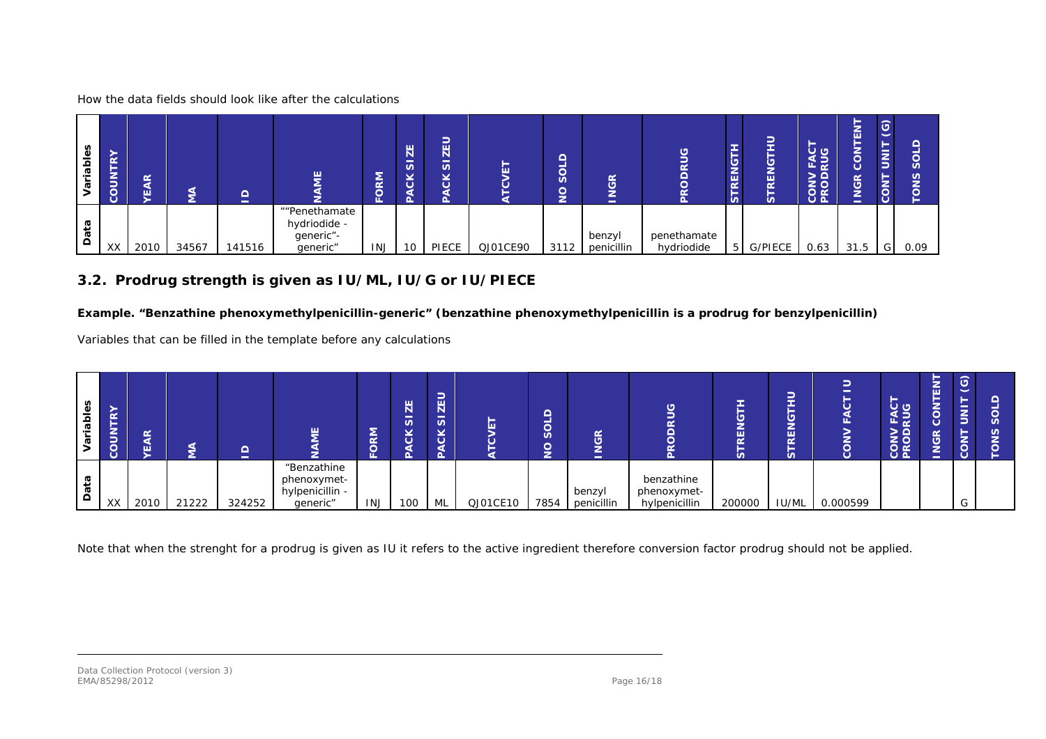How the data fields should look like after the calculations

| Variables | COUNTRY | YEAR | MA | ID | NAME | FORM | PACK SIZE | PACK SIZEU | ATCVET | NO SOLD | INGR | PRODRUG | STRENGTH | STRENGTHU | CONV FACT PRODRUG | INGR CONTENT | CONT UNIT (G) | TONS SOLD |
|---|---|---|---|---|---|---|---|---|---|---|---|---|---|---|---|---|---|---|
| Data | XX | 2010 | 34567 | 141516 | ""Penethamate hydriodide - generic"- generic" | INJ | 10 | PIECE | QJ01CE90 | 3112 | benzyl penicillin | penethamate hydriodide | 5 | G/PIECE | 0.63 | 31.5 | G | 0.09 |

## 3.2. Prodrug strength is given as IU/ML, IU/G or IU/PIECE

**Example. "Benzathine phenoxymethylpenicillin-generic" (benzathine phenoxymethylpenicillin is a prodrug for benzylpenicillin)**

Variables that can be filled in the template before any calculations

| Variables | COUNTRY | YEAR | MA | ID | NAME | FORM | PACK SIZE | PACK SIZEU | ATCVET | NO SOLD | INGR | PRODRUG | STRENGTH | STRENGTHU | CONV FACT IU | CONV FACT PRODRUG | INGR CONTENT | CONT UNIT (G) | TONS SOLD |
|---|---|---|---|---|---|---|---|---|---|---|---|---|---|---|---|---|---|---|---|
| Data | XX | 2010 | 21222 | 324252 | "Benzathine phenoxymet-hylpenicillin - generic" | INJ | 100 | ML | QJ01CE10 | 7854 | benzyl penicillin | benzathine phenoxymet-hylpenicillin | 200000 | IU/ML | 0.000599 | | | G | |

Note that when the strenght for a prodrug is given as IU it refers to the active ingredient therefore conversion factor prodrug should not be applied.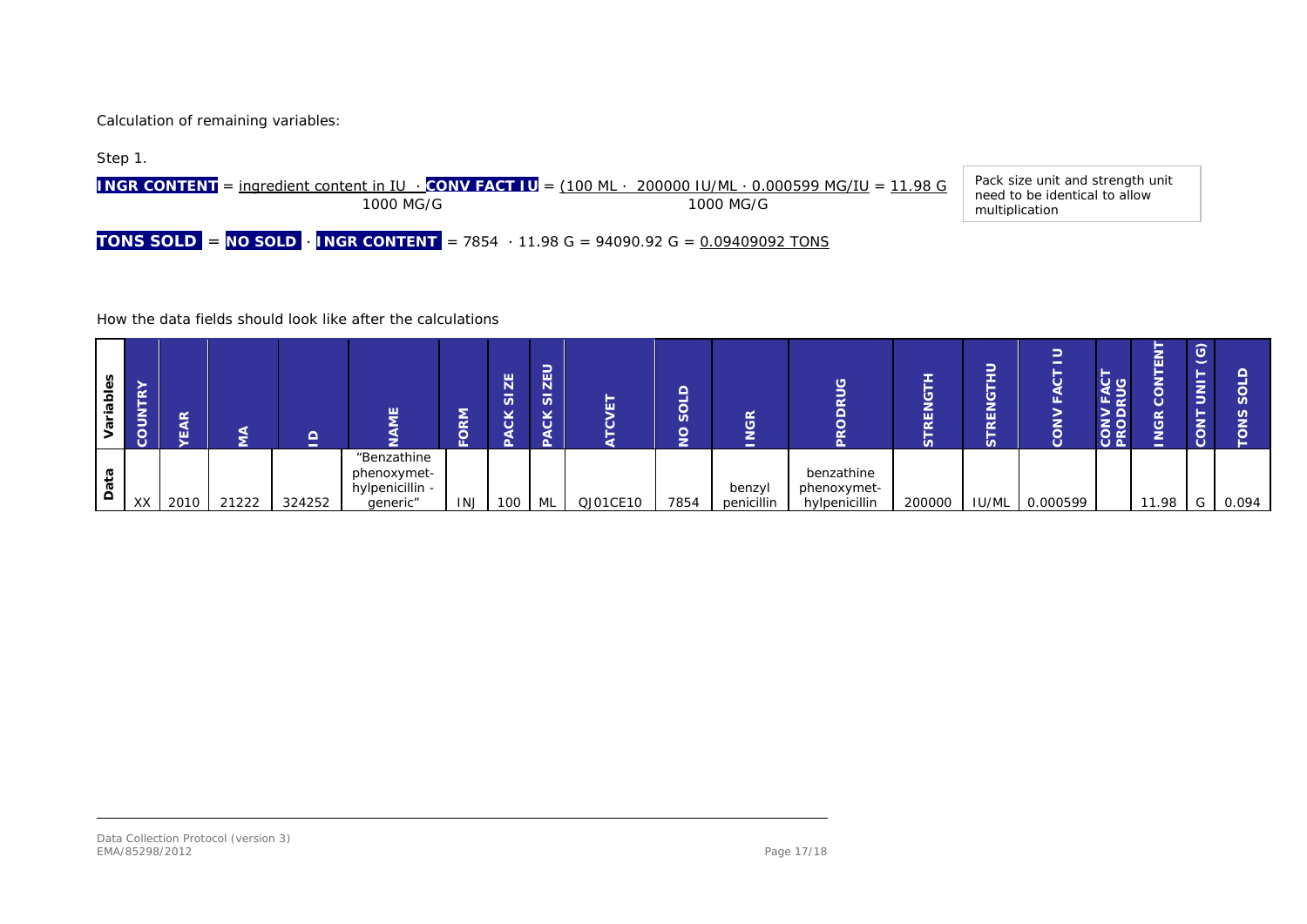Calculation of remaining variables:

Step 1.

$$\textbf{INGR CONTENT} = \frac{\text{ingredient content in IU} \cdot \textbf{CONV FACT IU}}{1000\ \text{MG/G}} = \frac{(100\ \text{ML} \cdot 200000\ \text{IU/ML} \cdot 0.000599\ \text{MG/IU}}{1000\ \text{MG/G}} = 11.98\ \text{G}$$

Pack size unit and strength unit need to be identical to allow multiplication

$$\textbf{TONS SOLD} = \textbf{NO SOLD} \cdot \textbf{INGR CONTENT} = 7854 \cdot 11.98\ \text{G} = 94090.92\ \text{G} = 0.09409092\ \text{TONS}$$

How the data fields should look like after the calculations

| Variables | COUNTRY | YEAR | MA | ID | NAME | FORM | PACKSIZE | PACKSIZEU | ATCVET | NO SOLD | INGR | PRODRUG | STRENGTH | STRENGTHU | CONV FACT IU | CONV FACT PRODRUG | INGR CONTENT | CONT UNIT (G) | TONS SOLD |
|---|---|---|---|---|---|---|---|---|---|---|---|---|---|---|---|---|---|---|---|
| Data | XX | 2010 | 21222 | 324252 | "Benzathine phenoxymet-hylpenicillin - generic" | INJ | 100 | ML | QJ01CE10 | 7854 | benzyl penicillin | benzathine phenoxymet-hylpenicillin | 200000 | IU/ML | 0.000599 | | 11.98 | G | 0.094 |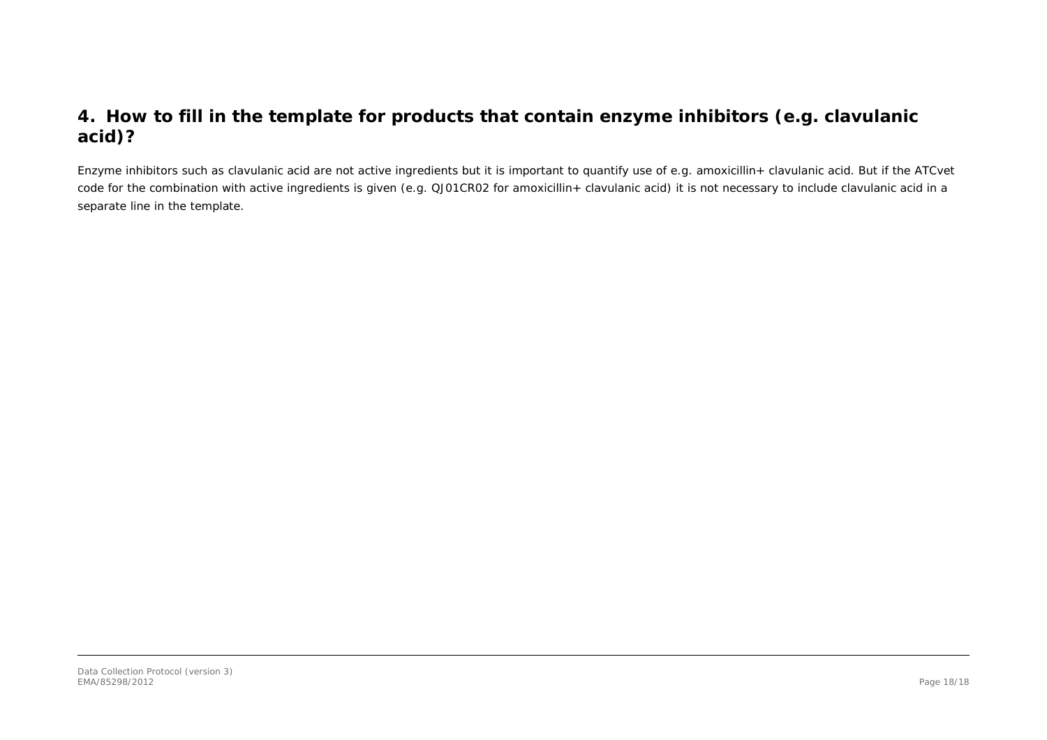## 4. How to fill in the template for products that contain enzyme inhibitors (e.g. clavulanic acid)?

Enzyme inhibitors such as clavulanic acid are not active ingredients but it is important to quantify use of e.g. amoxicillin+ clavulanic acid. But if the ATCvet code for the combination with active ingredients is given (e.g. QJ01CR02 for amoxicillin+ clavulanic acid) it is not necessary to include clavulanic acid in a separate line in the template.